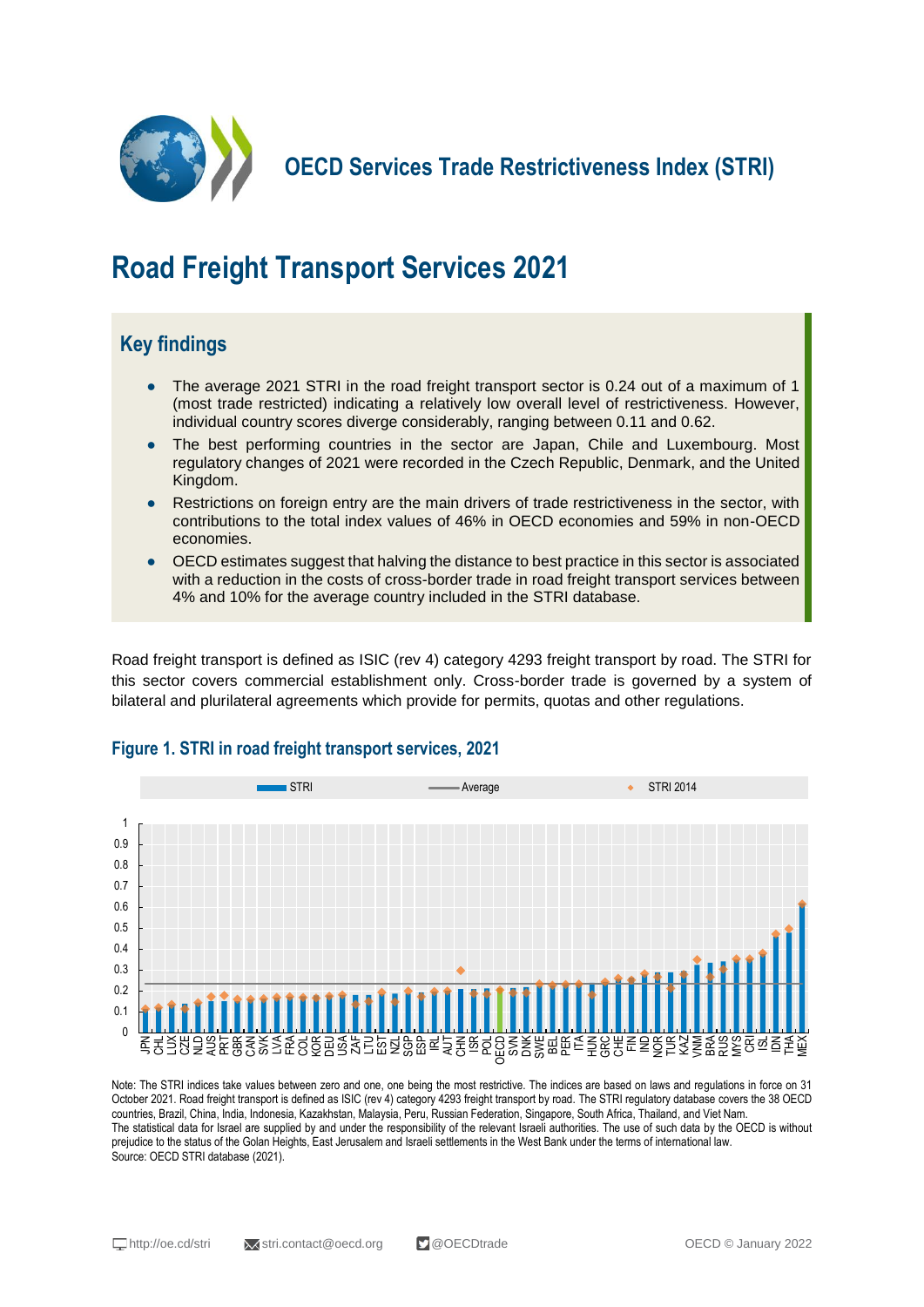# OECD Services Trade Restrictiveness Index (STRI)

# Road Freight Transport Services 2021

## Key findings

- The average 2021 STRI in the road freight transport sector is 0.24 out of a maximum of 1 (most trade restricted) indicating a relatively low overall level of restrictiveness. However, individual country scores diverge considerably, ranging between 0.11 and 0.62.
- The best performing countries in the sector are Japan, Chile and Luxembourg. Most regulatory changes of 2021 were recorded in the Czech Republic, Denmark, and the United Kingdom.
- Restrictions on foreign entry are the main drivers of trade restrictiveness in the sector, with contributions to the total index values of 46% in OECD economies and 59% in non-OECD economies.
- OECD estimates suggest that halving the distance to best practice in this sector is associated with a reduction in the costs of cross-border trade in road freight transport services between 4% and 10% for the average country included in the STRI database.

Road freight transport is defined as ISIC (rev 4) category 4293 freight transport by road. The STRI for this sector covers commercial establishment only. Cross-border trade is governed by a system of bilateral and plurilateral agreements which provide for permits, quotas and other regulations.

**Figure 1. STRI in road freight transport services, 2021**

Legend: STRI; Average; STRI 2014

Countries (left to right): JPN, CHL, LUX, CZE, NLD, AUS, PRT, GBR, CAN, SVK, LVA, FRA, COL, KOR, DEU, USA, ZAF, LTU, EST, NZL, SGP, ESP, IRL, AUT, CHN, ISR, POL, OECD, SVN, DNK, SWE, BEL, PER, ITA, HUN, GRC, CHE, FIN, IND, NOR, TUR, KAZ, VNM, BRA, RUS, MYS, CRI, ISL, IDN, THA, MEX

Note: The STRI indices take values between zero and one, one being the most restrictive. The indices are based on laws and regulations in force on 31 October 2021. Road freight transport is defined as ISIC (rev 4) category 4293 freight transport by road. The STRI regulatory database covers the 38 OECD countries, Brazil, China, India, Indonesia, Kazakhstan, Malaysia, Peru, Russian Federation, Singapore, South Africa, Thailand, and Viet Nam.
The statistical data for Israel are supplied by and under the responsibility of the relevant Israeli authorities. The use of such data by the OECD is without prejudice to the status of the Golan Heights, East Jerusalem and Israeli settlements in the West Bank under the terms of international law.
Source: OECD STRI database (2021).

http://oe.cd/stri | stri.contact@oecd.org | @OECDtrade | OECD © January 2022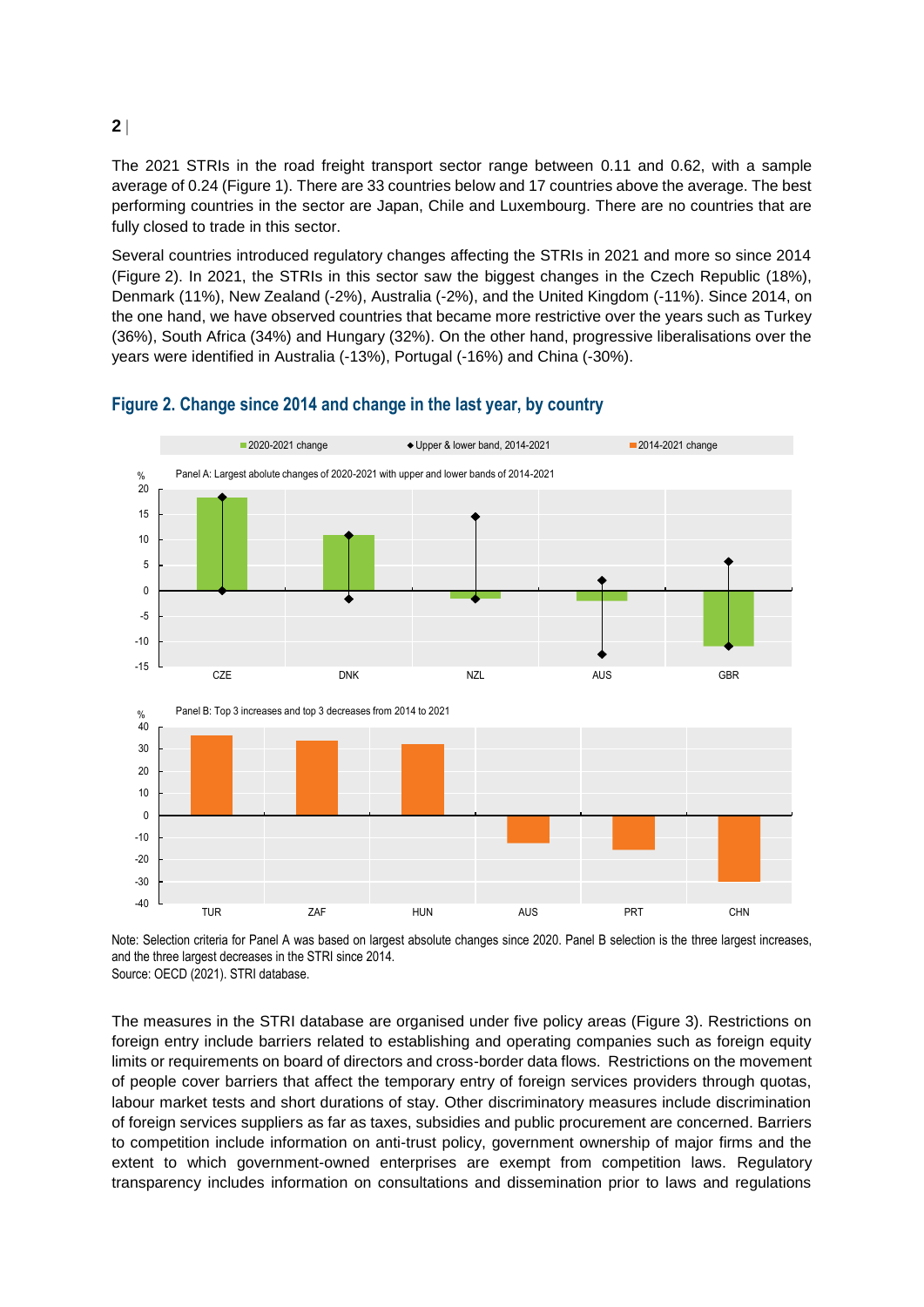The 2021 STRIs in the road freight transport sector range between 0.11 and 0.62, with a sample average of 0.24 (Figure 1). There are 33 countries below and 17 countries above the average. The best performing countries in the sector are Japan, Chile and Luxembourg. There are no countries that are fully closed to trade in this sector.

Several countries introduced regulatory changes affecting the STRIs in 2021 and more so since 2014 (Figure 2). In 2021, the STRIs in this sector saw the biggest changes in the Czech Republic (18%), Denmark (11%), New Zealand (-2%), Australia (-2%), and the United Kingdom (-11%). Since 2014, on the one hand, we have observed countries that became more restrictive over the years such as Turkey (36%), South Africa (34%) and Hungary (32%). On the other hand, progressive liberalisations over the years were identified in Australia (-13%), Portugal (-16%) and China (-30%).

## Figure 2. Change since 2014 and change in the last year, by country

Note: Selection criteria for Panel A was based on largest absolute changes since 2020. Panel B selection is the three largest increases, and the three largest decreases in the STRI since 2014.
Source: OECD (2021). STRI database.

The measures in the STRI database are organised under five policy areas (Figure 3). Restrictions on foreign entry include barriers related to establishing and operating companies such as foreign equity limits or requirements on board of directors and cross-border data flows. Restrictions on the movement of people cover barriers that affect the temporary entry of foreign services providers through quotas, labour market tests and short durations of stay. Other discriminatory measures include discrimination of foreign services suppliers as far as taxes, subsidies and public procurement are concerned. Barriers to competition include information on anti-trust policy, government ownership of major firms and the extent to which government-owned enterprises are exempt from competition laws. Regulatory transparency includes information on consultations and dissemination prior to laws and regulations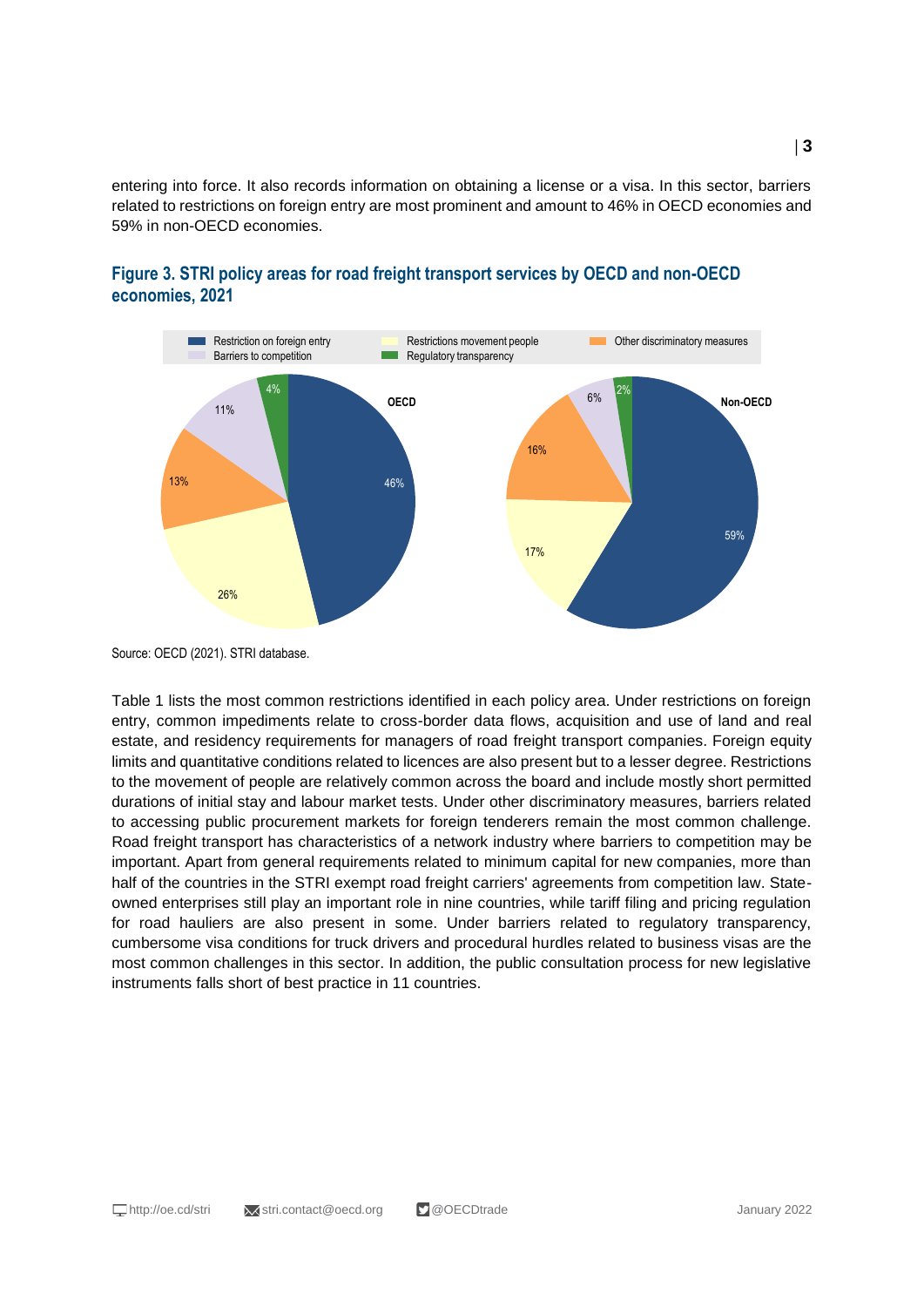entering into force. It also records information on obtaining a license or a visa. In this sector, barriers related to restrictions on foreign entry are most prominent and amount to 46% in OECD economies and 59% in non-OECD economies.

### Figure 3. STRI policy areas for road freight transport services by OECD and non-OECD economies, 2021

Source: OECD (2021). STRI database.

Table 1 lists the most common restrictions identified in each policy area. Under restrictions on foreign entry, common impediments relate to cross-border data flows, acquisition and use of land and real estate, and residency requirements for managers of road freight transport companies. Foreign equity limits and quantitative conditions related to licences are also present but to a lesser degree. Restrictions to the movement of people are relatively common across the board and include mostly short permitted durations of initial stay and labour market tests. Under other discriminatory measures, barriers related to accessing public procurement markets for foreign tenderers remain the most common challenge. Road freight transport has characteristics of a network industry where barriers to competition may be important. Apart from general requirements related to minimum capital for new companies, more than half of the countries in the STRI exempt road freight carriers' agreements from competition law. State-owned enterprises still play an important role in nine countries, while tariff filing and pricing regulation for road hauliers are also present in some. Under barriers related to regulatory transparency, cumbersome visa conditions for truck drivers and procedural hurdles related to business visas are the most common challenges in this sector. In addition, the public consultation process for new legislative instruments falls short of best practice in 11 countries.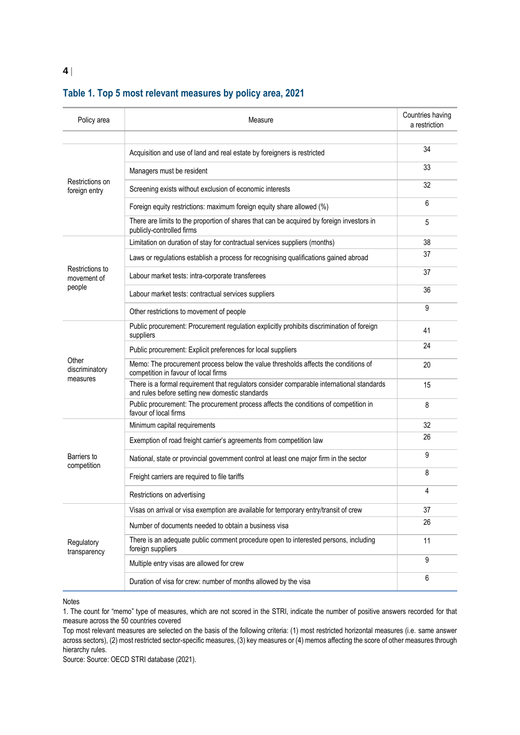### Table 1. Top 5 most relevant measures by policy area, 2021

| Policy area | Measure | Countries having a restriction |
|---|---|---|
| Restrictions on foreign entry | Acquisition and use of land and real estate by foreigners is restricted | 34 |
| | Managers must be resident | 33 |
| | Screening exists without exclusion of economic interests | 32 |
| | Foreign equity restrictions: maximum foreign equity share allowed (%) | 6 |
| | There are limits to the proportion of shares that can be acquired by foreign investors in publicly-controlled firms | 5 |
| Restrictions to movement of people | Limitation on duration of stay for contractual services suppliers (months) | 38 |
| | Laws or regulations establish a process for recognising qualifications gained abroad | 37 |
| | Labour market tests: intra-corporate transferees | 37 |
| | Labour market tests: contractual services suppliers | 36 |
| | Other restrictions to movement of people | 9 |
| Other discriminatory measures | Public procurement: Procurement regulation explicitly prohibits discrimination of foreign suppliers | 41 |
| | Public procurement: Explicit preferences for local suppliers | 24 |
| | Memo: The procurement process below the value thresholds affects the conditions of competition in favour of local firms | 20 |
| | There is a formal requirement that regulators consider comparable international standards and rules before setting new domestic standards | 15 |
| | Public procurement: The procurement process affects the conditions of competition in favour of local firms | 8 |
| Barriers to competition | Minimum capital requirements | 32 |
| | Exemption of road freight carrier's agreements from competition law | 26 |
| | National, state or provincial government control at least one major firm in the sector | 9 |
| | Freight carriers are required to file tariffs | 8 |
| | Restrictions on advertising | 4 |
| Regulatory transparency | Visas on arrival or visa exemption are available for temporary entry/transit of crew | 37 |
| | Number of documents needed to obtain a business visa | 26 |
| | There is an adequate public comment procedure open to interested persons, including foreign suppliers | 11 |
| | Multiple entry visas are allowed for crew | 9 |
| | Duration of visa for crew: number of months allowed by the visa | 6 |

Notes

1. The count for "memo" type of measures, which are not scored in the STRI, indicate the number of positive answers recorded for that measure across the 50 countries covered

Top most relevant measures are selected on the basis of the following criteria: (1) most restricted horizontal measures (i.e. same answer across sectors), (2) most restricted sector-specific measures, (3) key measures or (4) memos affecting the score of other measures through hierarchy rules.

Source: Source: OECD STRI database (2021).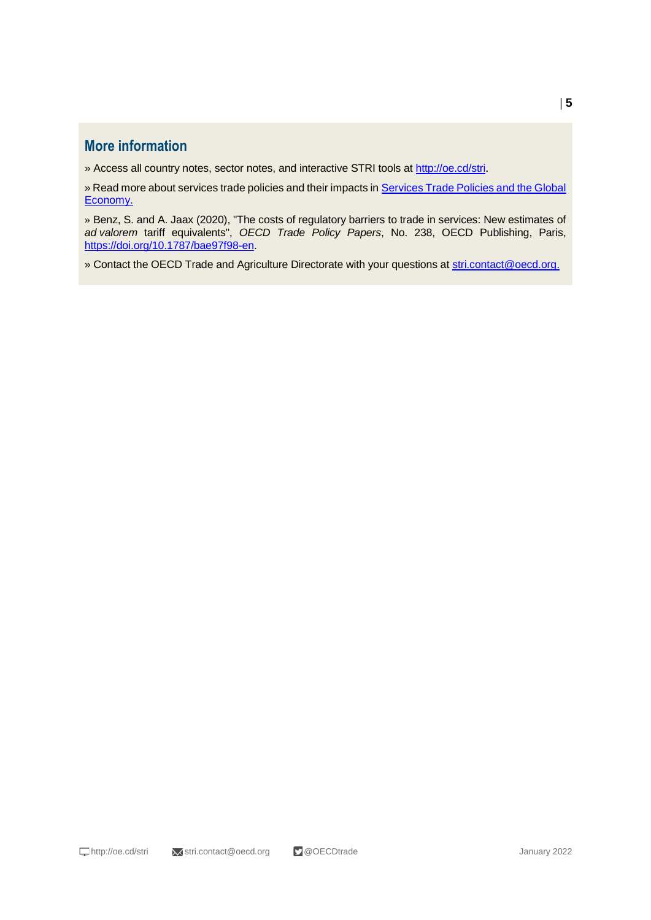## More information

» Access all country notes, sector notes, and interactive STRI tools at [http://oe.cd/stri](http://oe.cd/stri).

» Read more about services trade policies and their impacts in [Services Trade Policies and the Global Economy.](#)

» Benz, S. and A. Jaax (2020), "The costs of regulatory barriers to trade in services: New estimates of *ad valorem* tariff equivalents", *OECD Trade Policy Papers*, No. 238, OECD Publishing, Paris, [https://doi.org/10.1787/bae97f98-en](https://doi.org/10.1787/bae97f98-en).

» Contact the OECD Trade and Agriculture Directorate with your questions at [stri.contact@oecd.org.](mailto:stri.contact@oecd.org)